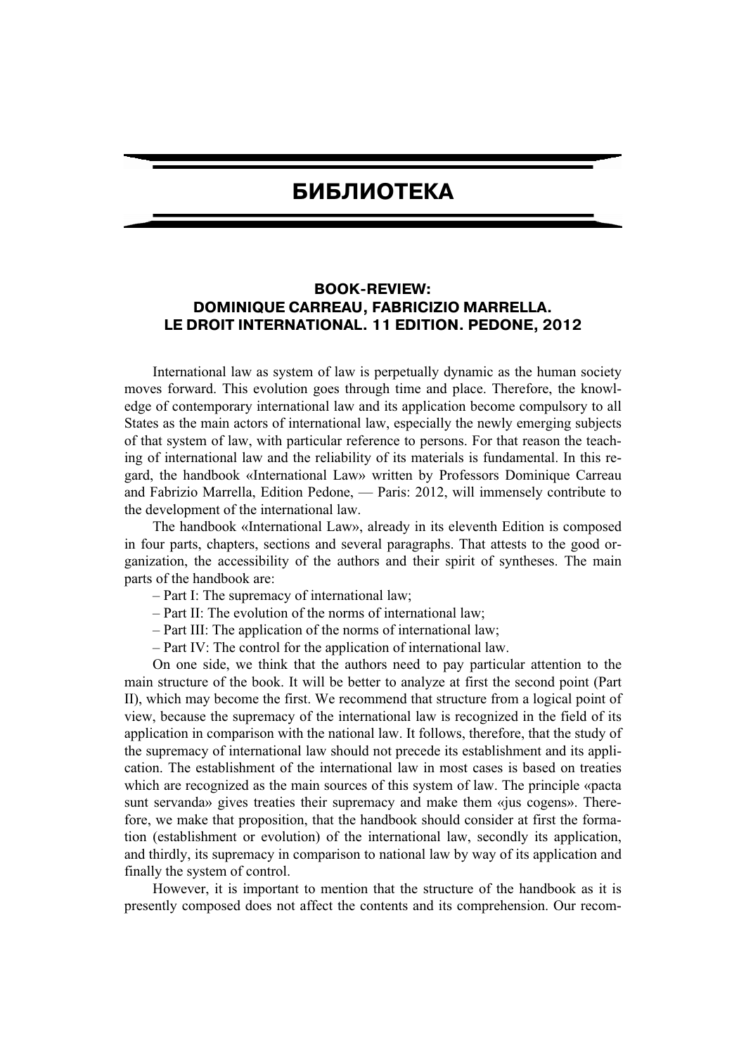# БИБЛИОТЕКА

## BOOK-REVIEW: DOMINIQUE CARREAU, FABRICIZIO MARRELLA. LE DROIT INTERNATIONAL. 11 EDITION. PEDONE, 2012

International law as system of law is perpetually dynamic as the human society moves forward. This evolution goes through time and place. Therefore, the knowledge of contemporary international law and its application become compulsory to all States as the main actors of international law, especially the newly emerging subjects of that system of law, with particular reference to persons. For that reason the teaching of international law and the reliability of its materials is fundamental. In this regard, the handbook «International Law» written by Professors Dominique Carreau and Fabrizio Marrella, Edition Pedone, — Paris: 2012, will immensely contribute to the development of the international law.

The handbook «International Law», already in its eleventh Edition is composed in four parts, chapters, sections and several paragraphs. That attests to the good organization, the accessibility of the authors and their spirit of syntheses. The main parts of the handbook are:

– Part I: The supremacy of international law;

– Part II: The evolution of the norms of international law;

– Part III: The application of the norms of international law;

– Part IV: The control for the application of international law.

On one side, we think that the authors need to pay particular attention to the main structure of the book. It will be better to analyze at first the second point (Part II), which may become the first. We recommend that structure from a logical point of view, because the supremacy of the international law is recognized in the field of its application in comparison with the national law. It follows, therefore, that the study of the supremacy of international law should not precede its establishment and its application. The establishment of the international law in most cases is based on treaties which are recognized as the main sources of this system of law. The principle «pacta sunt servanda» gives treaties their supremacy and make them «jus cogens». Therefore, we make that proposition, that the handbook should consider at first the formation (establishment or evolution) of the international law, secondly its application, and thirdly, its supremacy in comparison to national law by way of its application and finally the system of control.

However, it is important to mention that the structure of the handbook as it is presently composed does not affect the contents and its comprehension. Our recom-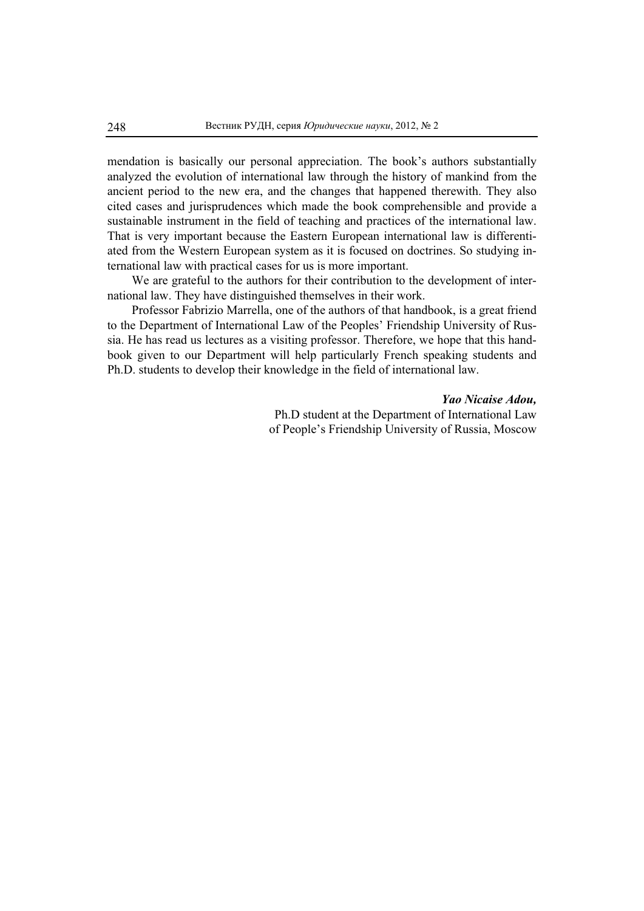mendation is basically our personal appreciation. The book's authors substantially analyzed the evolution of international law through the history of mankind from the ancient period to the new era, and the changes that happened therewith. They also cited cases and jurisprudences which made the book comprehensible and provide a sustainable instrument in the field of teaching and practices of the international law. That is very important because the Eastern European international law is differentiated from the Western European system as it is focused on doctrines. So studying international law with practical cases for us is more important.

We are grateful to the authors for their contribution to the development of international law. They have distinguished themselves in their work.

Professor Fabrizio Marrella, one of the authors of that handbook, is a great friend to the Department of International Law of the Peoples' Friendship University of Russia. He has read us lectures as a visiting professor. Therefore, we hope that this handbook given to our Department will help particularly French speaking students and Ph.D. students to develop their knowledge in the field of international law.

***Yao Nicaise Adou,***  
Ph.D student at the Department of International Law  
of People's Friendship University of Russia, Moscow